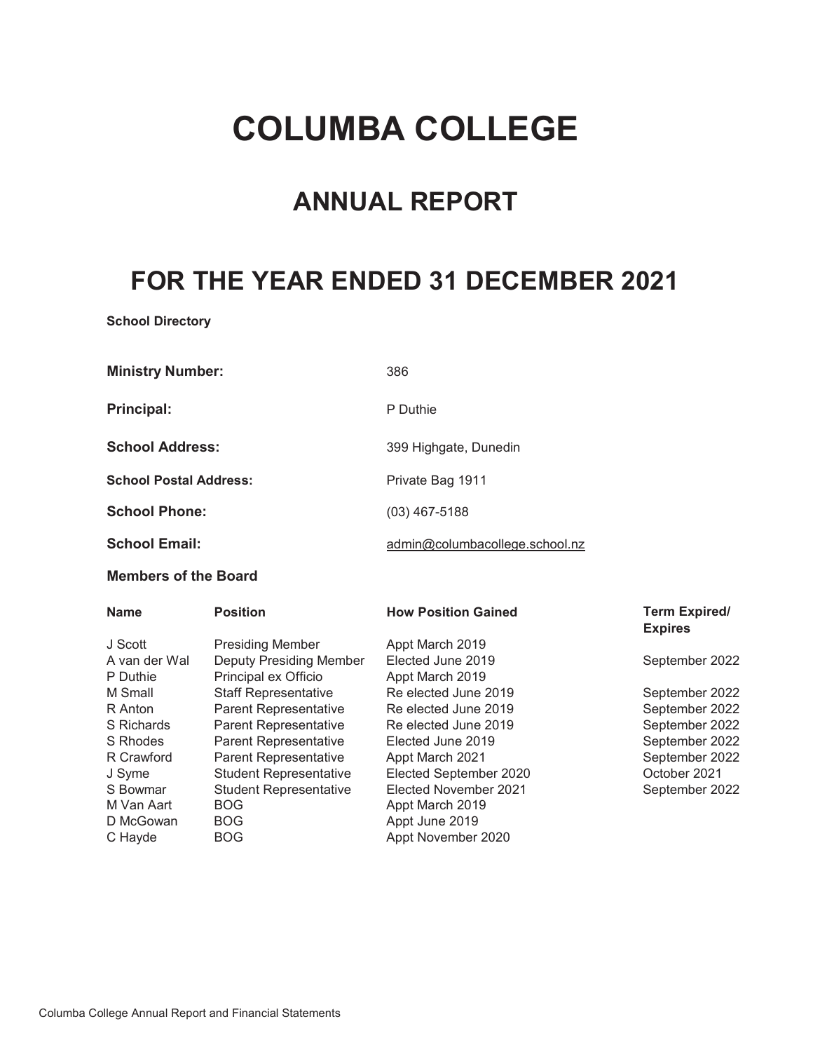# COLUMBA COLLEGE

## ANNUAL REPORT

## FOR THE YEAR ENDED 31 DECEMBER 2021

**School Directory**

| | |
|---|---|
| **Ministry Number:** | 386 |
| **Principal:** | P Duthie |
| **School Address:** | 399 Highgate, Dunedin |
| **School Postal Address:** | Private Bag 1911 |
| **School Phone:** | (03) 467-5188 |
| **School Email:** | admin@columbacollege.school.nz |

**Members of the Board**

| Name | Position | How Position Gained | Term Expired/ Expires |
|---|---|---|---|
| J Scott | Presiding Member | Appt March 2019 | |
| A van der Wal | Deputy Presiding Member | Elected June 2019 | September 2022 |
| P Duthie | Principal ex Officio | Appt March 2019 | |
| M Small | Staff Representative | Re elected June 2019 | September 2022 |
| R Anton | Parent Representative | Re elected June 2019 | September 2022 |
| S Richards | Parent Representative | Re elected June 2019 | September 2022 |
| S Rhodes | Parent Representative | Elected June 2019 | September 2022 |
| R Crawford | Parent Representative | Appt March 2021 | September 2022 |
| J Syme | Student Representative | Elected September 2020 | October 2021 |
| S Bowmar | Student Representative | Elected November 2021 | September 2022 |
| M Van Aart | BOG | Appt March 2019 | |
| D McGowan | BOG | Appt June 2019 | |
| C Hayde | BOG | Appt November 2020 | |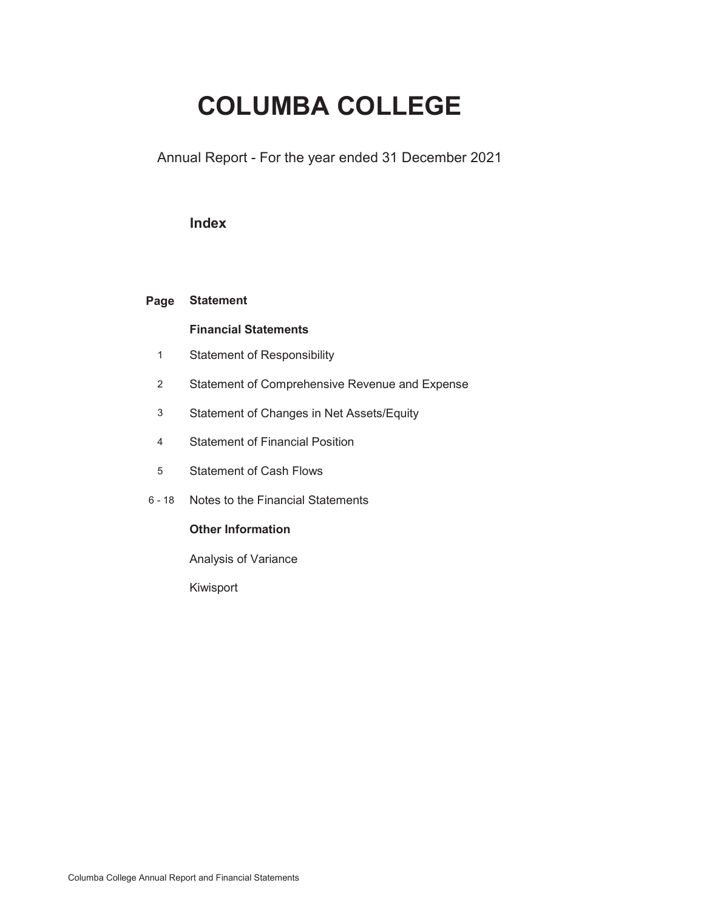# COLUMBA COLLEGE

Annual Report - For the year ended 31 December 2021

## Index

| Page | Statement |
|---|---|
| | **Financial Statements** |
| 1 | Statement of Responsibility |
| 2 | Statement of Comprehensive Revenue and Expense |
| 3 | Statement of Changes in Net Assets/Equity |
| 4 | Statement of Financial Position |
| 5 | Statement of Cash Flows |
| 6 - 18 | Notes to the Financial Statements |
| | **Other Information** |
| | Analysis of Variance |
| | Kiwisport |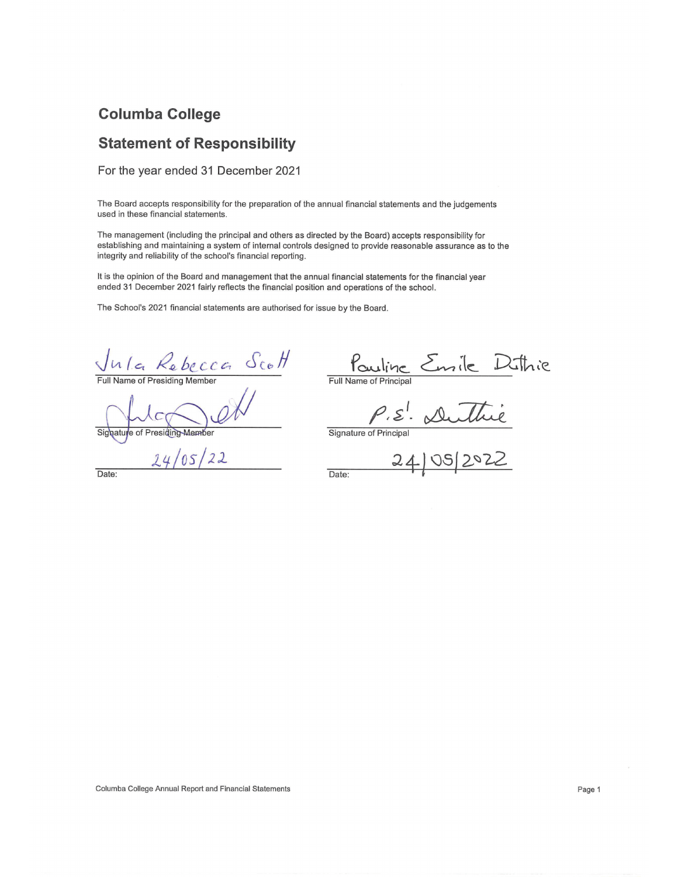# Columba College

## Statement of Responsibility

For the year ended 31 December 2021

The Board accepts responsibility for the preparation of the annual financial statements and the judgements used in these financial statements.

The management (including the principal and others as directed by the Board) accepts responsibility for establishing and maintaining a system of internal controls designed to provide reasonable assurance as to the integrity and reliability of the school's financial reporting.

It is the opinion of the Board and management that the annual financial statements for the financial year ended 31 December 2021 fairly reflects the financial position and operations of the school.

The School's 2021 financial statements are authorised for issue by the Board.

Julia Rebecca Scott
Full Name of Presiding Member

Signature of Presiding Member

Date: 24/05/22

Pauline Emile Duthie
Full Name of Principal

Signature of Principal

Date: 24/05/2022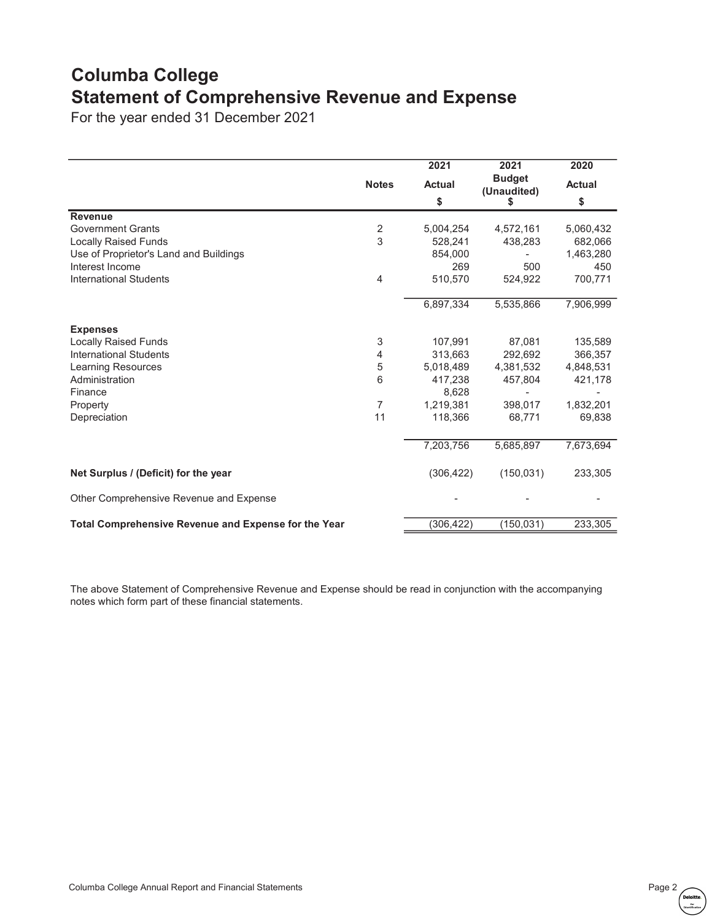# Columba College
## Statement of Comprehensive Revenue and Expense
For the year ended 31 December 2021

| | Notes | 2021 Actual $ | 2021 Budget (Unaudited) $ | 2020 Actual $ |
|---|---|---|---|---|
| **Revenue** | | | | |
| Government Grants | 2 | 5,004,254 | 4,572,161 | 5,060,432 |
| Locally Raised Funds | 3 | 528,241 | 438,283 | 682,066 |
| Use of Proprietor's Land and Buildings | | 854,000 | - | 1,463,280 |
| Interest Income | | 269 | 500 | 450 |
| International Students | 4 | 510,570 | 524,922 | 700,771 |
| | | 6,897,334 | 5,535,866 | 7,906,999 |
| **Expenses** | | | | |
| Locally Raised Funds | 3 | 107,991 | 87,081 | 135,589 |
| International Students | 4 | 313,663 | 292,692 | 366,357 |
| Learning Resources | 5 | 5,018,489 | 4,381,532 | 4,848,531 |
| Administration | 6 | 417,238 | 457,804 | 421,178 |
| Finance | | 8,628 | - | - |
| Property | 7 | 1,219,381 | 398,017 | 1,832,201 |
| Depreciation | 11 | 118,366 | 68,771 | 69,838 |
| | | 7,203,756 | 5,685,897 | 7,673,694 |
| **Net Surplus / (Deficit) for the year** | | (306,422) | (150,031) | 233,305 |
| Other Comprehensive Revenue and Expense | | - | - | - |
| **Total Comprehensive Revenue and Expense for the Year** | | (306,422) | (150,031) | 233,305 |

The above Statement of Comprehensive Revenue and Expense should be read in conjunction with the accompanying notes which form part of these financial statements.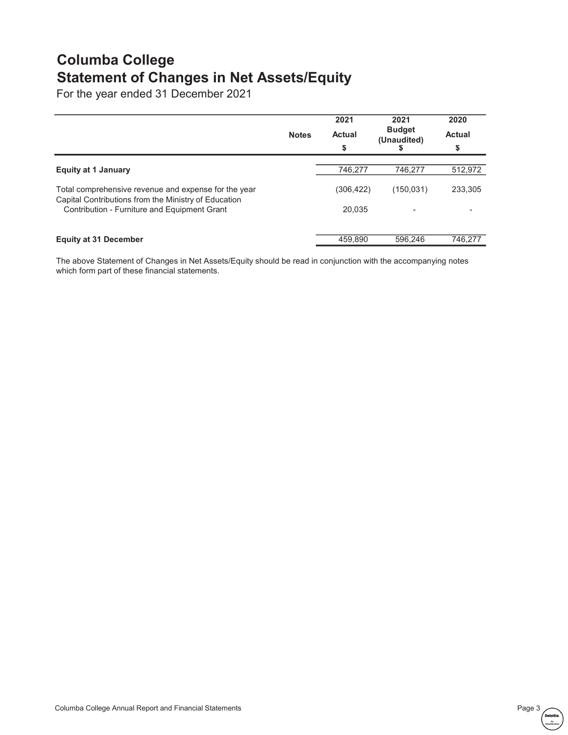# Columba College
# Statement of Changes in Net Assets/Equity

For the year ended 31 December 2021

| | Notes | 2021 Actual $ | 2021 Budget (Unaudited) $ | 2020 Actual $ |
|---|---|---|---|---|
| **Equity at 1 January** | | 746,277 | 746,277 | 512,972 |
| Total comprehensive revenue and expense for the year | | (306,422) | (150,031) | 233,305 |
| Capital Contributions from the Ministry of Education | | | | |
| Contribution - Furniture and Equipment Grant | | 20,035 | - | - |
| **Equity at 31 December** | | 459,890 | 596,246 | 746,277 |

The above Statement of Changes in Net Assets/Equity should be read in conjunction with the accompanying notes which form part of these financial statements.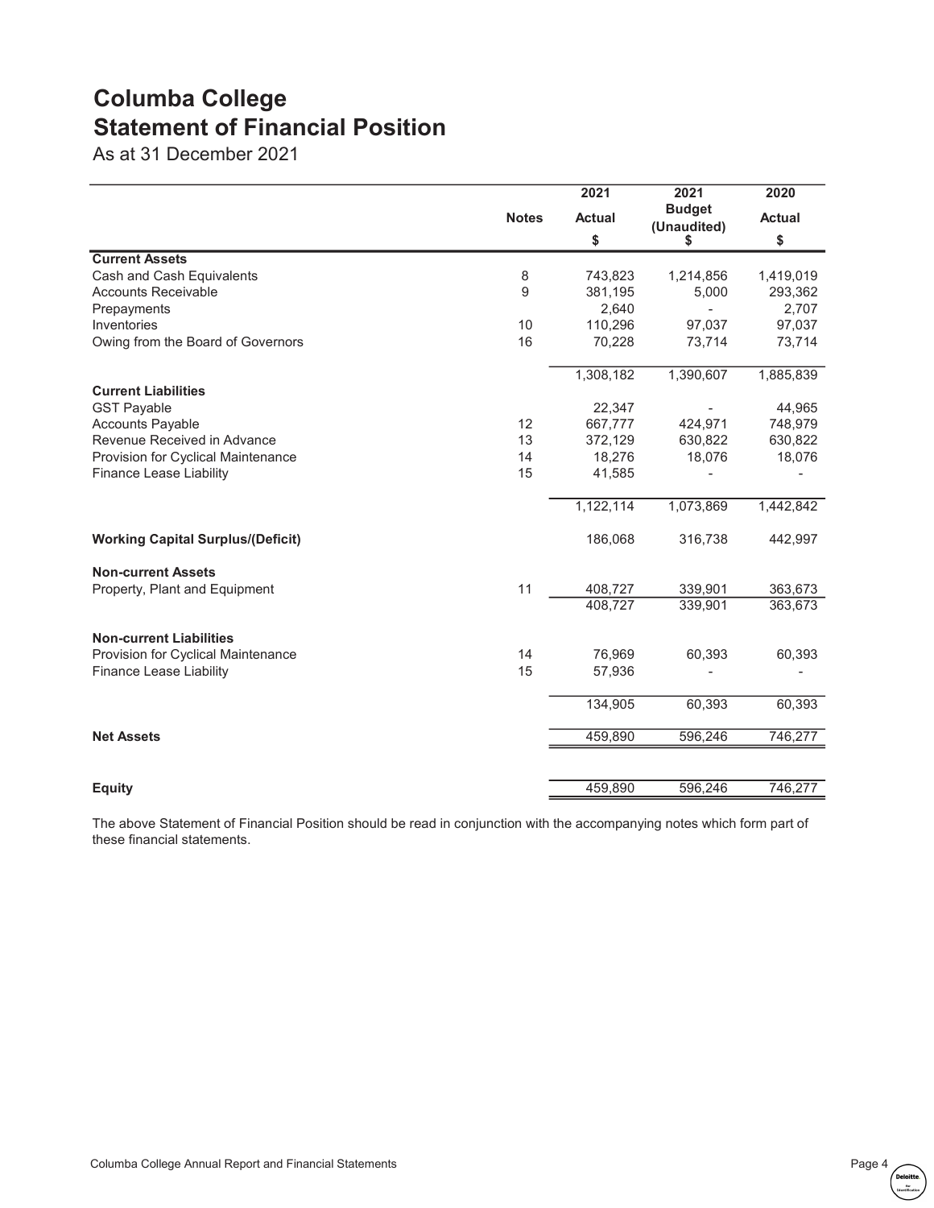# Columba College
## Statement of Financial Position

As at 31 December 2021

| | Notes | 2021 Actual $ | 2021 Budget (Unaudited) $ | 2020 Actual $ |
|---|---|---|---|---|
| **Current Assets** | | | | |
| Cash and Cash Equivalents | 8 | 743,823 | 1,214,856 | 1,419,019 |
| Accounts Receivable | 9 | 381,195 | 5,000 | 293,362 |
| Prepayments | | 2,640 | - | 2,707 |
| Inventories | 10 | 110,296 | 97,037 | 97,037 |
| Owing from the Board of Governors | 16 | 70,228 | 73,714 | 73,714 |
| | | 1,308,182 | 1,390,607 | 1,885,839 |
| **Current Liabilities** | | | | |
| GST Payable | | 22,347 | - | 44,965 |
| Accounts Payable | 12 | 667,777 | 424,971 | 748,979 |
| Revenue Received in Advance | 13 | 372,129 | 630,822 | 630,822 |
| Provision for Cyclical Maintenance | 14 | 18,276 | 18,076 | 18,076 |
| Finance Lease Liability | 15 | 41,585 | - | - |
| | | 1,122,114 | 1,073,869 | 1,442,842 |
| **Working Capital Surplus/(Deficit)** | | 186,068 | 316,738 | 442,997 |
| **Non-current Assets** | | | | |
| Property, Plant and Equipment | 11 | 408,727 | 339,901 | 363,673 |
| | | 408,727 | 339,901 | 363,673 |
| **Non-current Liabilities** | | | | |
| Provision for Cyclical Maintenance | 14 | 76,969 | 60,393 | 60,393 |
| Finance Lease Liability | 15 | 57,936 | - | - |
| | | 134,905 | 60,393 | 60,393 |
| **Net Assets** | | 459,890 | 596,246 | 746,277 |
| **Equity** | | 459,890 | 596,246 | 746,277 |

The above Statement of Financial Position should be read in conjunction with the accompanying notes which form part of these financial statements.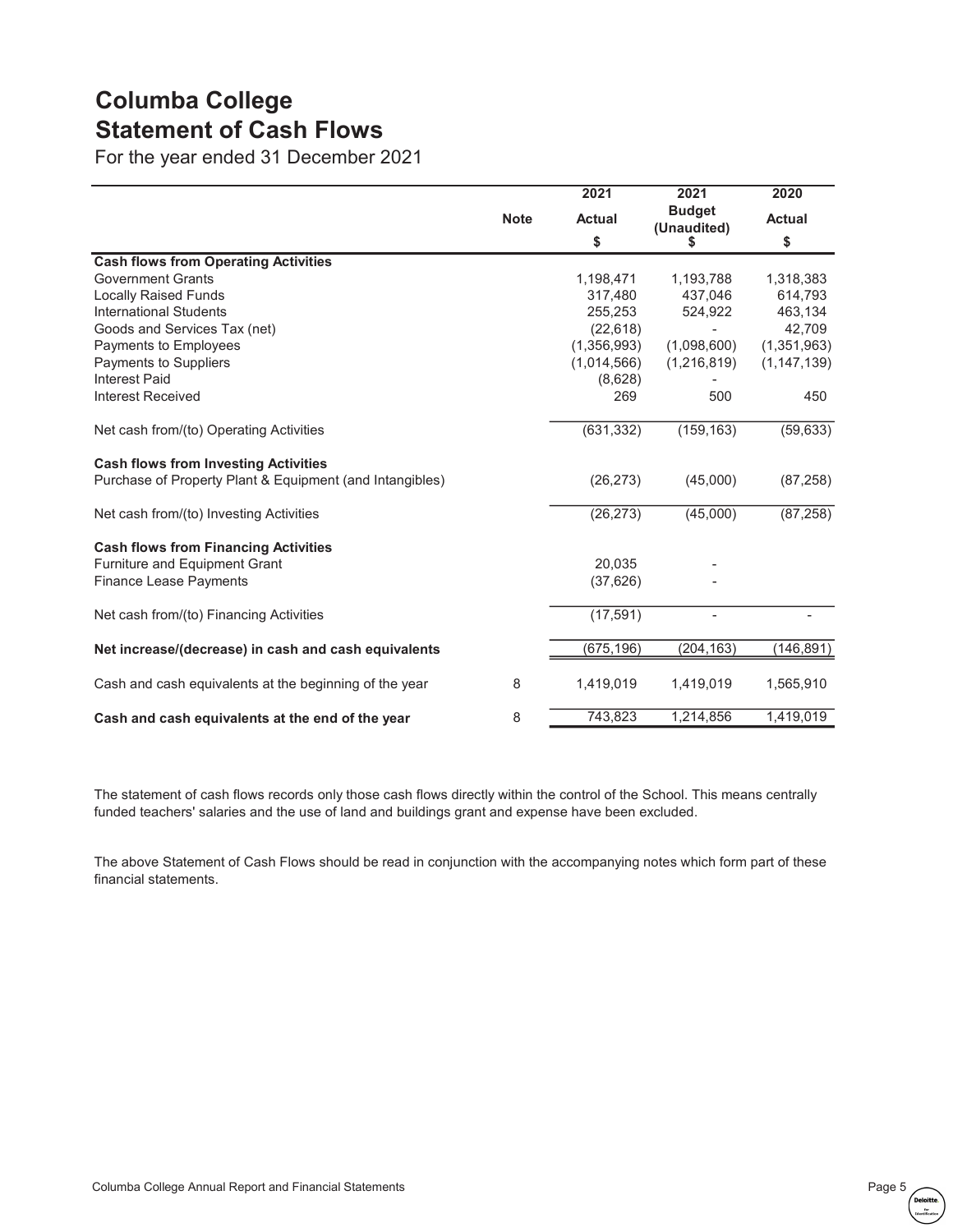# Columba College
# Statement of Cash Flows

For the year ended 31 December 2021

| | Note | 2021 Actual $ | 2021 Budget (Unaudited) $ | 2020 Actual $ |
|---|---|---|---|---|
| **Cash flows from Operating Activities** | | | | |
| Government Grants | | 1,198,471 | 1,193,788 | 1,318,383 |
| Locally Raised Funds | | 317,480 | 437,046 | 614,793 |
| International Students | | 255,253 | 524,922 | 463,134 |
| Goods and Services Tax (net) | | (22,618) | - | 42,709 |
| Payments to Employees | | (1,356,993) | (1,098,600) | (1,351,963) |
| Payments to Suppliers | | (1,014,566) | (1,216,819) | (1,147,139) |
| Interest Paid | | (8,628) | - | |
| Interest Received | | 269 | 500 | 450 |
| Net cash from/(to) Operating Activities | | (631,332) | (159,163) | (59,633) |
| **Cash flows from Investing Activities** | | | | |
| Purchase of Property Plant & Equipment (and Intangibles) | | (26,273) | (45,000) | (87,258) |
| Net cash from/(to) Investing Activities | | (26,273) | (45,000) | (87,258) |
| **Cash flows from Financing Activities** | | | | |
| Furniture and Equipment Grant | | 20,035 | - | |
| Finance Lease Payments | | (37,626) | - | |
| Net cash from/(to) Financing Activities | | (17,591) | - | - |
| **Net increase/(decrease) in cash and cash equivalents** | | (675,196) | (204,163) | (146,891) |
| Cash and cash equivalents at the beginning of the year | 8 | 1,419,019 | 1,419,019 | 1,565,910 |
| **Cash and cash equivalents at the end of the year** | 8 | 743,823 | 1,214,856 | 1,419,019 |

The statement of cash flows records only those cash flows directly within the control of the School. This means centrally funded teachers' salaries and the use of land and buildings grant and expense have been excluded.

The above Statement of Cash Flows should be read in conjunction with the accompanying notes which form part of these financial statements.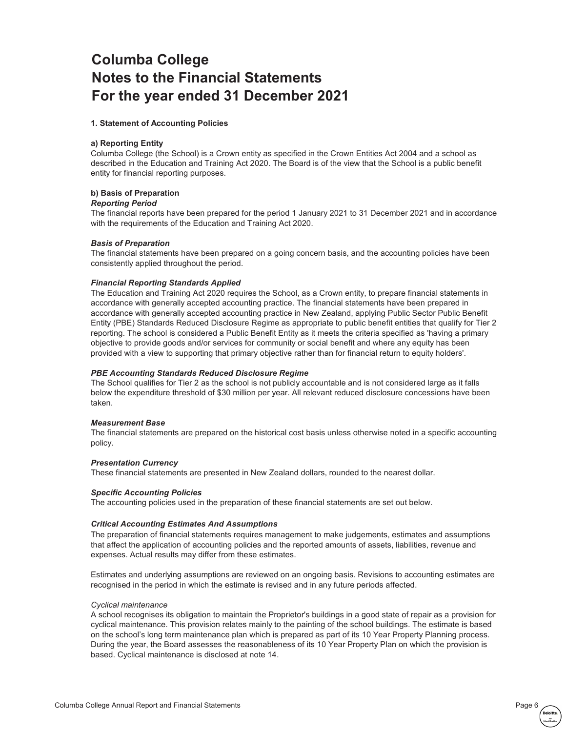# Columba College
# Notes to the Financial Statements
# For the year ended 31 December 2021

**1. Statement of Accounting Policies**

**a) Reporting Entity**

Columba College (the School) is a Crown entity as specified in the Crown Entities Act 2004 and a school as described in the Education and Training Act 2020. The Board is of the view that the School is a public benefit entity for financial reporting purposes.

**b) Basis of Preparation**

***Reporting Period***

The financial reports have been prepared for the period 1 January 2021 to 31 December 2021 and in accordance with the requirements of the Education and Training Act 2020.

***Basis of Preparation***

The financial statements have been prepared on a going concern basis, and the accounting policies have been consistently applied throughout the period.

***Financial Reporting Standards Applied***

The Education and Training Act 2020 requires the School, as a Crown entity, to prepare financial statements in accordance with generally accepted accounting practice. The financial statements have been prepared in accordance with generally accepted accounting practice in New Zealand, applying Public Sector Public Benefit Entity (PBE) Standards Reduced Disclosure Regime as appropriate to public benefit entities that qualify for Tier 2 reporting. The school is considered a Public Benefit Entity as it meets the criteria specified as 'having a primary objective to provide goods and/or services for community or social benefit and where any equity has been provided with a view to supporting that primary objective rather than for financial return to equity holders'.

***PBE Accounting Standards Reduced Disclosure Regime***

The School qualifies for Tier 2 as the school is not publicly accountable and is not considered large as it falls below the expenditure threshold of $30 million per year. All relevant reduced disclosure concessions have been taken.

***Measurement Base***

The financial statements are prepared on the historical cost basis unless otherwise noted in a specific accounting policy.

***Presentation Currency***

These financial statements are presented in New Zealand dollars, rounded to the nearest dollar.

***Specific Accounting Policies***

The accounting policies used in the preparation of these financial statements are set out below.

***Critical Accounting Estimates And Assumptions***

The preparation of financial statements requires management to make judgements, estimates and assumptions that affect the application of accounting policies and the reported amounts of assets, liabilities, revenue and expenses. Actual results may differ from these estimates.

Estimates and underlying assumptions are reviewed on an ongoing basis. Revisions to accounting estimates are recognised in the period in which the estimate is revised and in any future periods affected.

*Cyclical maintenance*

A school recognises its obligation to maintain the Proprietor's buildings in a good state of repair as a provision for cyclical maintenance. This provision relates mainly to the painting of the school buildings. The estimate is based on the school's long term maintenance plan which is prepared as part of its 10 Year Property Planning process. During the year, the Board assesses the reasonableness of its 10 Year Property Plan on which the provision is based. Cyclical maintenance is disclosed at note 14.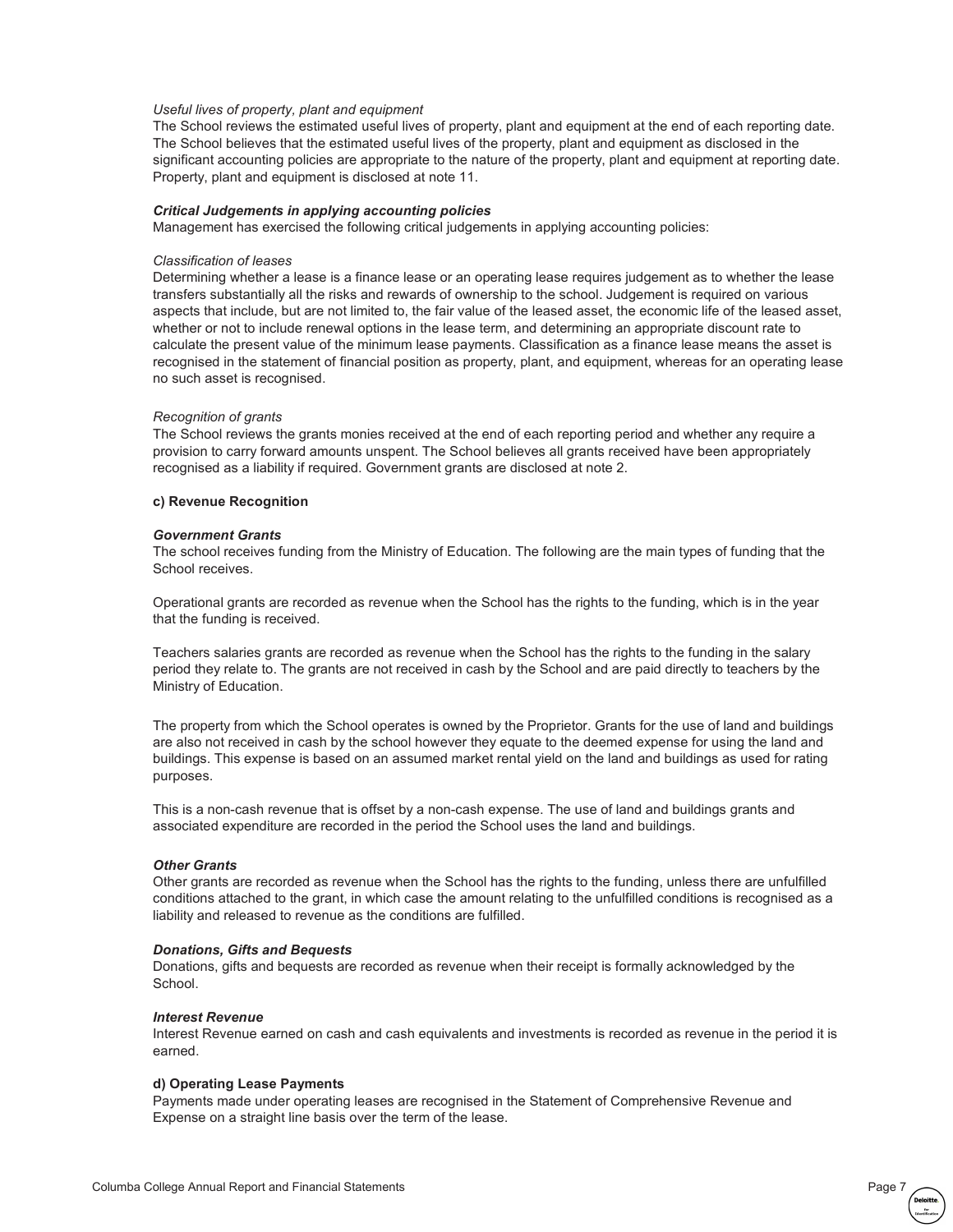*Useful lives of property, plant and equipment*
The School reviews the estimated useful lives of property, plant and equipment at the end of each reporting date. The School believes that the estimated useful lives of the property, plant and equipment as disclosed in the significant accounting policies are appropriate to the nature of the property, plant and equipment at reporting date. Property, plant and equipment is disclosed at note 11.

***Critical Judgements in applying accounting policies***
Management has exercised the following critical judgements in applying accounting policies:

*Classification of leases*
Determining whether a lease is a finance lease or an operating lease requires judgement as to whether the lease transfers substantially all the risks and rewards of ownership to the school. Judgement is required on various aspects that include, but are not limited to, the fair value of the leased asset, the economic life of the leased asset, whether or not to include renewal options in the lease term, and determining an appropriate discount rate to calculate the present value of the minimum lease payments. Classification as a finance lease means the asset is recognised in the statement of financial position as property, plant, and equipment, whereas for an operating lease no such asset is recognised.

*Recognition of grants*
The School reviews the grants monies received at the end of each reporting period and whether any require a provision to carry forward amounts unspent. The School believes all grants received have been appropriately recognised as a liability if required. Government grants are disclosed at note 2.

**c) Revenue Recognition**

***Government Grants***
The school receives funding from the Ministry of Education. The following are the main types of funding that the School receives.

Operational grants are recorded as revenue when the School has the rights to the funding, which is in the year that the funding is received.

Teachers salaries grants are recorded as revenue when the School has the rights to the funding in the salary period they relate to. The grants are not received in cash by the School and are paid directly to teachers by the Ministry of Education.

The property from which the School operates is owned by the Proprietor. Grants for the use of land and buildings are also not received in cash by the school however they equate to the deemed expense for using the land and buildings. This expense is based on an assumed market rental yield on the land and buildings as used for rating purposes.

This is a non-cash revenue that is offset by a non-cash expense. The use of land and buildings grants and associated expenditure are recorded in the period the School uses the land and buildings.

***Other Grants***
Other grants are recorded as revenue when the School has the rights to the funding, unless there are unfulfilled conditions attached to the grant, in which case the amount relating to the unfulfilled conditions is recognised as a liability and released to revenue as the conditions are fulfilled.

***Donations, Gifts and Bequests***
Donations, gifts and bequests are recorded as revenue when their receipt is formally acknowledged by the School.

***Interest Revenue***
Interest Revenue earned on cash and cash equivalents and investments is recorded as revenue in the period it is earned.

**d) Operating Lease Payments**
Payments made under operating leases are recognised in the Statement of Comprehensive Revenue and Expense on a straight line basis over the term of the lease.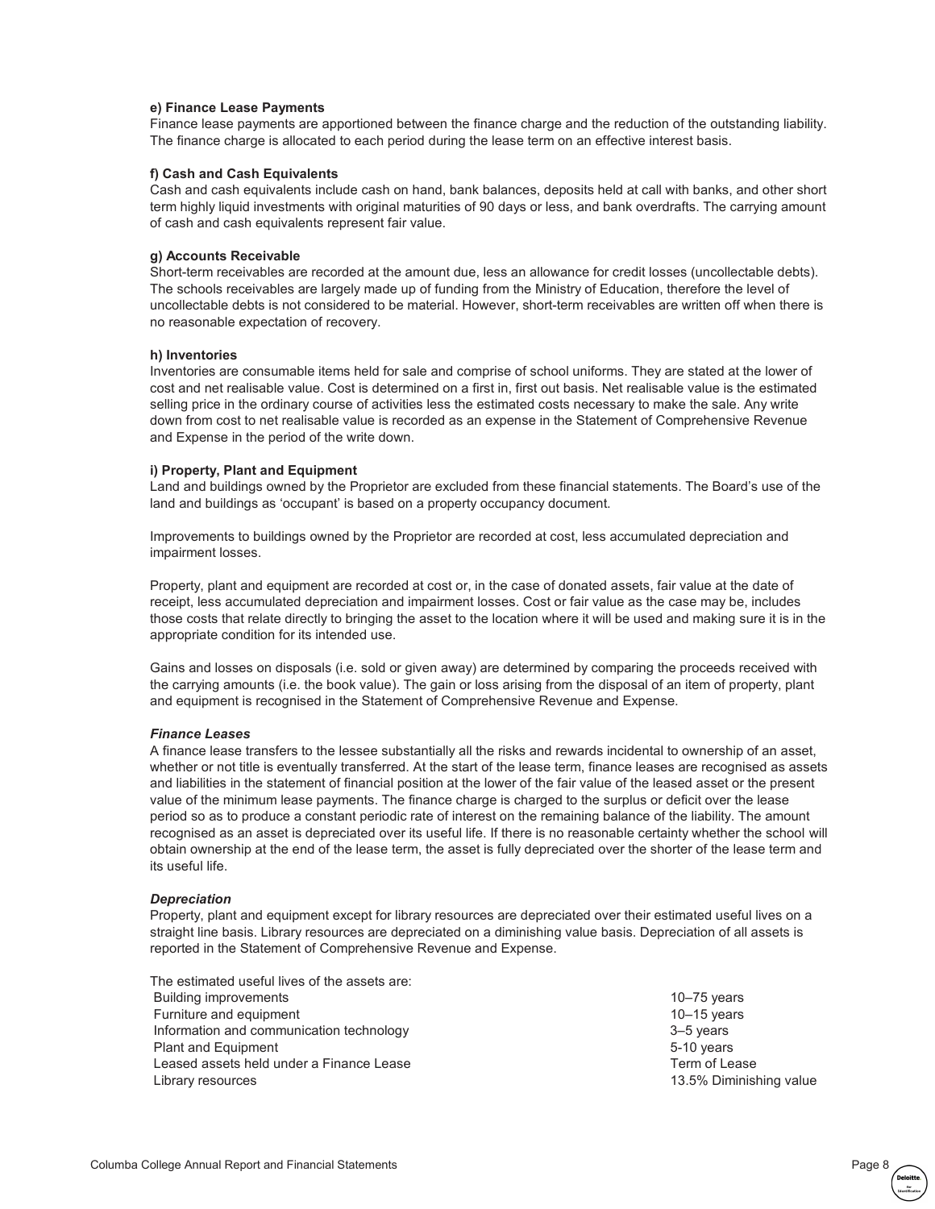**e) Finance Lease Payments**

Finance lease payments are apportioned between the finance charge and the reduction of the outstanding liability. The finance charge is allocated to each period during the lease term on an effective interest basis.

**f) Cash and Cash Equivalents**

Cash and cash equivalents include cash on hand, bank balances, deposits held at call with banks, and other short term highly liquid investments with original maturities of 90 days or less, and bank overdrafts. The carrying amount of cash and cash equivalents represent fair value.

**g) Accounts Receivable**

Short-term receivables are recorded at the amount due, less an allowance for credit losses (uncollectable debts). The schools receivables are largely made up of funding from the Ministry of Education, therefore the level of uncollectable debts is not considered to be material. However, short-term receivables are written off when there is no reasonable expectation of recovery.

**h) Inventories**

Inventories are consumable items held for sale and comprise of school uniforms. They are stated at the lower of cost and net realisable value. Cost is determined on a first in, first out basis. Net realisable value is the estimated selling price in the ordinary course of activities less the estimated costs necessary to make the sale. Any write down from cost to net realisable value is recorded as an expense in the Statement of Comprehensive Revenue and Expense in the period of the write down.

**i) Property, Plant and Equipment**

Land and buildings owned by the Proprietor are excluded from these financial statements. The Board's use of the land and buildings as 'occupant' is based on a property occupancy document.

Improvements to buildings owned by the Proprietor are recorded at cost, less accumulated depreciation and impairment losses.

Property, plant and equipment are recorded at cost or, in the case of donated assets, fair value at the date of receipt, less accumulated depreciation and impairment losses. Cost or fair value as the case may be, includes those costs that relate directly to bringing the asset to the location where it will be used and making sure it is in the appropriate condition for its intended use.

Gains and losses on disposals (i.e. sold or given away) are determined by comparing the proceeds received with the carrying amounts (i.e. the book value). The gain or loss arising from the disposal of an item of property, plant and equipment is recognised in the Statement of Comprehensive Revenue and Expense.

***Finance Leases***

A finance lease transfers to the lessee substantially all the risks and rewards incidental to ownership of an asset, whether or not title is eventually transferred. At the start of the lease term, finance leases are recognised as assets and liabilities in the statement of financial position at the lower of the fair value of the leased asset or the present value of the minimum lease payments. The finance charge is charged to the surplus or deficit over the lease period so as to produce a constant periodic rate of interest on the remaining balance of the liability. The amount recognised as an asset is depreciated over its useful life. If there is no reasonable certainty whether the school will obtain ownership at the end of the lease term, the asset is fully depreciated over the shorter of the lease term and its useful life.

***Depreciation***

Property, plant and equipment except for library resources are depreciated over their estimated useful lives on a straight line basis. Library resources are depreciated on a diminishing value basis. Depreciation of all assets is reported in the Statement of Comprehensive Revenue and Expense.

The estimated useful lives of the assets are:

| | |
|---|---|
| Building improvements | 10–75 years |
| Furniture and equipment | 10–15 years |
| Information and communication technology | 3–5 years |
| Plant and Equipment | 5-10 years |
| Leased assets held under a Finance Lease | Term of Lease |
| Library resources | 13.5% Diminishing value |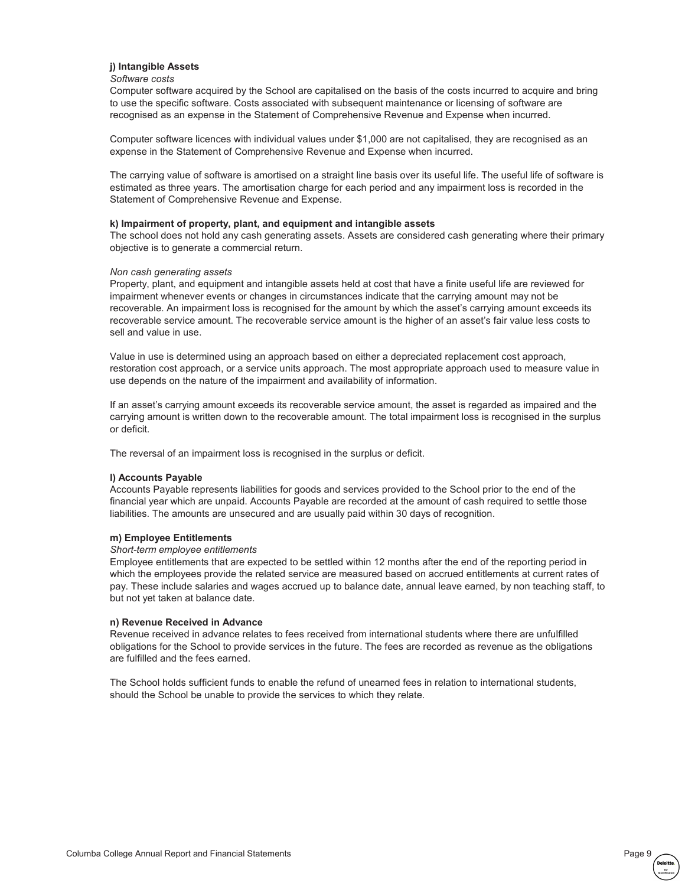**j) Intangible Assets**

*Software costs*

Computer software acquired by the School are capitalised on the basis of the costs incurred to acquire and bring to use the specific software. Costs associated with subsequent maintenance or licensing of software are recognised as an expense in the Statement of Comprehensive Revenue and Expense when incurred.

Computer software licences with individual values under $1,000 are not capitalised, they are recognised as an expense in the Statement of Comprehensive Revenue and Expense when incurred.

The carrying value of software is amortised on a straight line basis over its useful life. The useful life of software is estimated as three years. The amortisation charge for each period and any impairment loss is recorded in the Statement of Comprehensive Revenue and Expense.

**k) Impairment of property, plant, and equipment and intangible assets**

The school does not hold any cash generating assets. Assets are considered cash generating where their primary objective is to generate a commercial return.

*Non cash generating assets*

Property, plant, and equipment and intangible assets held at cost that have a finite useful life are reviewed for impairment whenever events or changes in circumstances indicate that the carrying amount may not be recoverable. An impairment loss is recognised for the amount by which the asset's carrying amount exceeds its recoverable service amount. The recoverable service amount is the higher of an asset's fair value less costs to sell and value in use.

Value in use is determined using an approach based on either a depreciated replacement cost approach, restoration cost approach, or a service units approach. The most appropriate approach used to measure value in use depends on the nature of the impairment and availability of information.

If an asset's carrying amount exceeds its recoverable service amount, the asset is regarded as impaired and the carrying amount is written down to the recoverable amount. The total impairment loss is recognised in the surplus or deficit.

The reversal of an impairment loss is recognised in the surplus or deficit.

**l) Accounts Payable**

Accounts Payable represents liabilities for goods and services provided to the School prior to the end of the financial year which are unpaid. Accounts Payable are recorded at the amount of cash required to settle those liabilities. The amounts are unsecured and are usually paid within 30 days of recognition.

**m) Employee Entitlements**

*Short-term employee entitlements*

Employee entitlements that are expected to be settled within 12 months after the end of the reporting period in which the employees provide the related service are measured based on accrued entitlements at current rates of pay. These include salaries and wages accrued up to balance date, annual leave earned, by non teaching staff, to but not yet taken at balance date.

**n) Revenue Received in Advance**

Revenue received in advance relates to fees received from international students where there are unfulfilled obligations for the School to provide services in the future. The fees are recorded as revenue as the obligations are fulfilled and the fees earned.

The School holds sufficient funds to enable the refund of unearned fees in relation to international students, should the School be unable to provide the services to which they relate.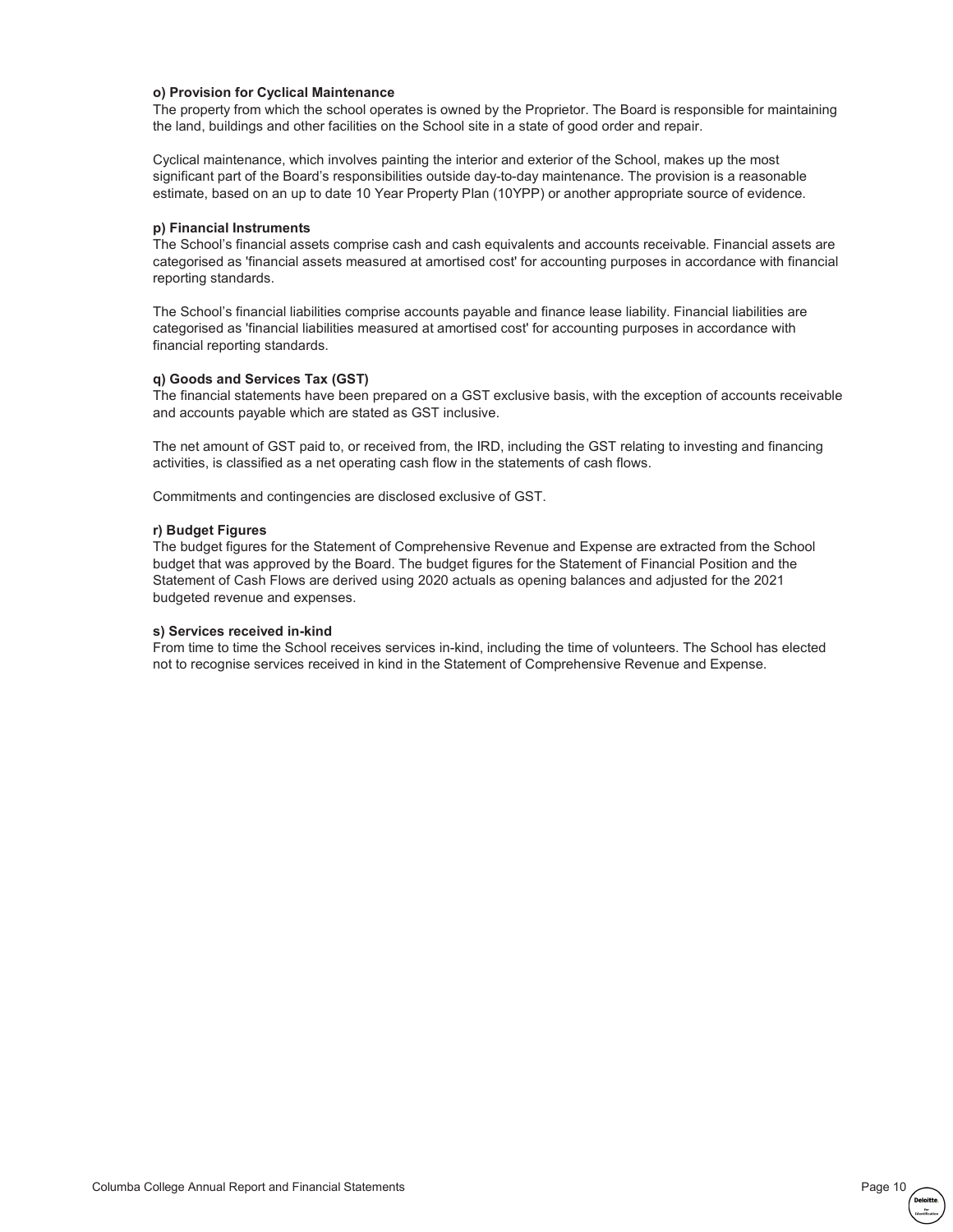**o) Provision for Cyclical Maintenance**

The property from which the school operates is owned by the Proprietor. The Board is responsible for maintaining the land, buildings and other facilities on the School site in a state of good order and repair.

Cyclical maintenance, which involves painting the interior and exterior of the School, makes up the most significant part of the Board's responsibilities outside day-to-day maintenance. The provision is a reasonable estimate, based on an up to date 10 Year Property Plan (10YPP) or another appropriate source of evidence.

**p) Financial Instruments**

The School's financial assets comprise cash and cash equivalents and accounts receivable. Financial assets are categorised as 'financial assets measured at amortised cost' for accounting purposes in accordance with financial reporting standards.

The School's financial liabilities comprise accounts payable and finance lease liability. Financial liabilities are categorised as 'financial liabilities measured at amortised cost' for accounting purposes in accordance with financial reporting standards.

**q) Goods and Services Tax (GST)**

The financial statements have been prepared on a GST exclusive basis, with the exception of accounts receivable and accounts payable which are stated as GST inclusive.

The net amount of GST paid to, or received from, the IRD, including the GST relating to investing and financing activities, is classified as a net operating cash flow in the statements of cash flows.

Commitments and contingencies are disclosed exclusive of GST.

**r) Budget Figures**

The budget figures for the Statement of Comprehensive Revenue and Expense are extracted from the School budget that was approved by the Board. The budget figures for the Statement of Financial Position and the Statement of Cash Flows are derived using 2020 actuals as opening balances and adjusted for the 2021 budgeted revenue and expenses.

**s) Services received in-kind**

From time to time the School receives services in-kind, including the time of volunteers. The School has elected not to recognise services received in kind in the Statement of Comprehensive Revenue and Expense.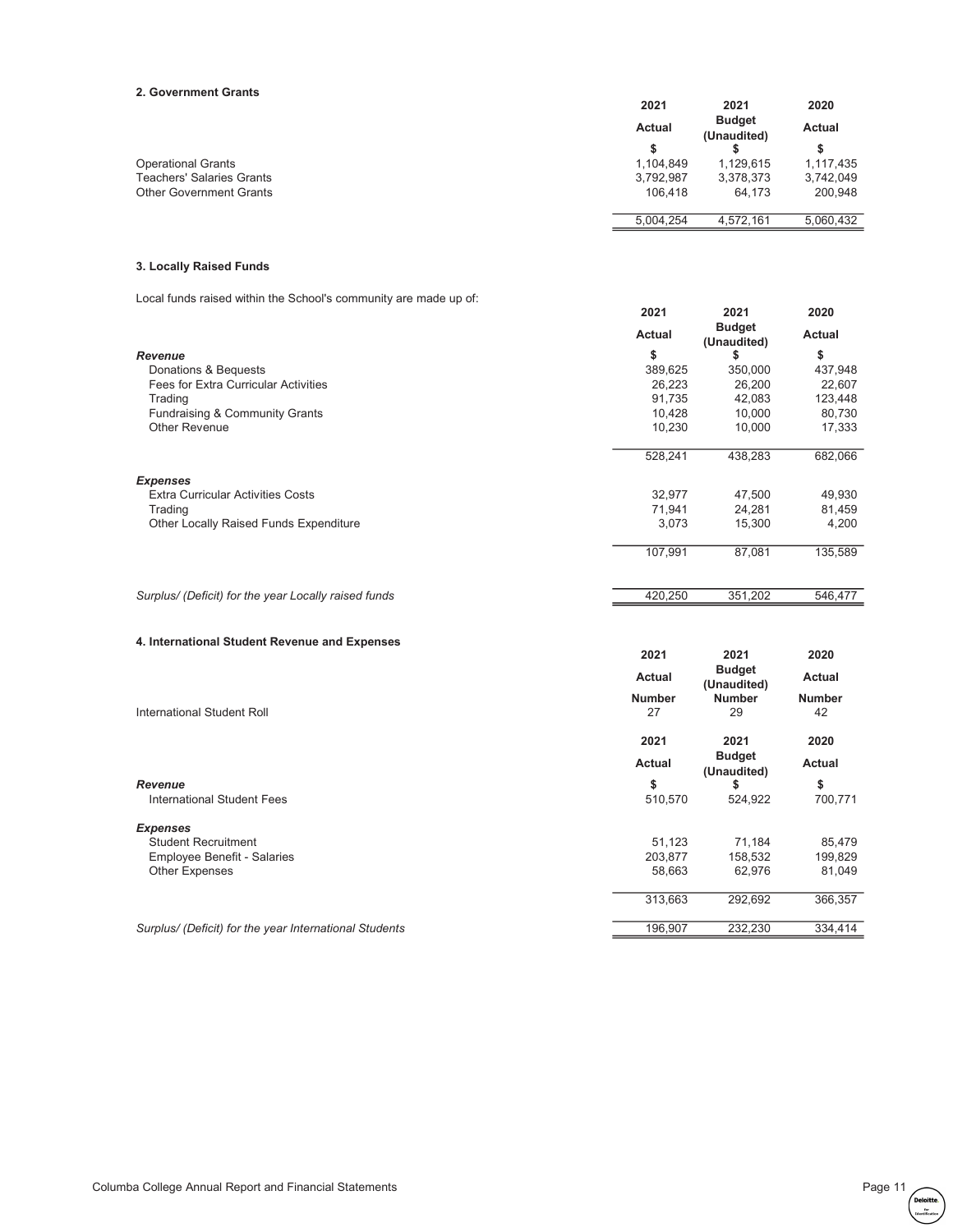### 2. Government Grants

| | 2021 Actual | 2021 Budget (Unaudited) | 2020 Actual |
|---|---|---|---|
| | $ | $ | $ |
| Operational Grants | 1,104,849 | 1,129,615 | 1,117,435 |
| Teachers' Salaries Grants | 3,792,987 | 3,378,373 | 3,742,049 |
| Other Government Grants | 106,418 | 64,173 | 200,948 |
| | 5,004,254 | 4,572,161 | 5,060,432 |

### 3. Locally Raised Funds

Local funds raised within the School's community are made up of:

| | 2021 Actual | 2021 Budget (Unaudited) | 2020 Actual |
|---|---|---|---|
| ***Revenue*** | $ | $ | $ |
| Donations & Bequests | 389,625 | 350,000 | 437,948 |
| Fees for Extra Curricular Activities | 26,223 | 26,200 | 22,607 |
| Trading | 91,735 | 42,083 | 123,448 |
| Fundraising & Community Grants | 10,428 | 10,000 | 80,730 |
| Other Revenue | 10,230 | 10,000 | 17,333 |
| | 528,241 | 438,283 | 682,066 |
| ***Expenses*** | | | |
| Extra Curricular Activities Costs | 32,977 | 47,500 | 49,930 |
| Trading | 71,941 | 24,281 | 81,459 |
| Other Locally Raised Funds Expenditure | 3,073 | 15,300 | 4,200 |
| | 107,991 | 87,081 | 135,589 |
| *Surplus/ (Deficit) for the year Locally raised funds* | 420,250 | 351,202 | 546,477 |

### 4. International Student Revenue and Expenses

| | 2021 Actual | 2021 Budget (Unaudited) | 2020 Actual |
|---|---|---|---|
| | Number | Number | Number |
| International Student Roll | 27 | 29 | 42 |

| | 2021 Actual | 2021 Budget (Unaudited) | 2020 Actual |
|---|---|---|---|
| ***Revenue*** | $ | $ | $ |
| International Student Fees | 510,570 | 524,922 | 700,771 |
| ***Expenses*** | | | |
| Student Recruitment | 51,123 | 71,184 | 85,479 |
| Employee Benefit - Salaries | 203,877 | 158,532 | 199,829 |
| Other Expenses | 58,663 | 62,976 | 81,049 |
| | 313,663 | 292,692 | 366,357 |
| *Surplus/ (Deficit) for the year International Students* | 196,907 | 232,230 | 334,414 |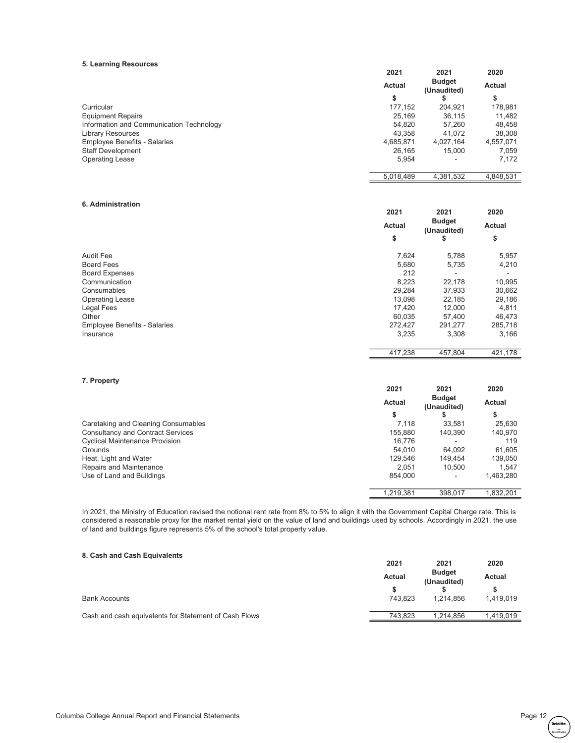### 5. Learning Resources

| | 2021 Actual | 2021 Budget (Unaudited) | 2020 Actual |
|---|---|---|---|
| | $ | $ | $ |
| Curricular | 177,152 | 204,921 | 178,981 |
| Equipment Repairs | 25,169 | 36,115 | 11,482 |
| Information and Communication Technology | 54,820 | 57,260 | 48,458 |
| Library Resources | 43,358 | 41,072 | 38,308 |
| Employee Benefits - Salaries | 4,685,871 | 4,027,164 | 4,557,071 |
| Staff Development | 26,165 | 15,000 | 7,059 |
| Operating Lease | 5,954 | - | 7,172 |
| | 5,018,489 | 4,381,532 | 4,848,531 |

### 6. Administration

| | 2021 Actual | 2021 Budget (Unaudited) | 2020 Actual |
|---|---|---|---|
| | $ | $ | $ |
| Audit Fee | 7,624 | 5,788 | 5,957 |
| Board Fees | 5,680 | 5,735 | 4,210 |
| Board Expenses | 212 | - | - |
| Communication | 8,223 | 22,178 | 10,995 |
| Consumables | 29,284 | 37,933 | 30,662 |
| Operating Lease | 13,098 | 22,185 | 29,186 |
| Legal Fees | 17,420 | 12,000 | 4,811 |
| Other | 60,035 | 57,400 | 46,473 |
| Employee Benefits - Salaries | 272,427 | 291,277 | 285,718 |
| Insurance | 3,235 | 3,308 | 3,166 |
| | 417,238 | 457,804 | 421,178 |

### 7. Property

| | 2021 Actual | 2021 Budget (Unaudited) | 2020 Actual |
|---|---|---|---|
| | $ | $ | $ |
| Caretaking and Cleaning Consumables | 7,118 | 33,581 | 25,630 |
| Consultancy and Contract Services | 155,880 | 140,390 | 140,970 |
| Cyclical Maintenance Provision | 16,776 | - | 119 |
| Grounds | 54,010 | 64,092 | 61,605 |
| Heat, Light and Water | 129,546 | 149,454 | 139,050 |
| Repairs and Maintenance | 2,051 | 10,500 | 1,547 |
| Use of Land and Buildings | 854,000 | - | 1,463,280 |
| | 1,219,381 | 398,017 | 1,832,201 |

In 2021, the Ministry of Education revised the notional rent rate from 8% to 5% to align it with the Government Capital Charge rate. This is considered a reasonable proxy for the market rental yield on the value of land and buildings used by schools. Accordingly in 2021, the use of land and buildings figure represents 5% of the school's total property value.

### 8. Cash and Cash Equivalents

| | 2021 Actual | 2021 Budget (Unaudited) | 2020 Actual |
|---|---|---|---|
| | $ | $ | $ |
| Bank Accounts | 743,823 | 1,214,856 | 1,419,019 |
| Cash and cash equivalents for Statement of Cash Flows | 743,823 | 1,214,856 | 1,419,019 |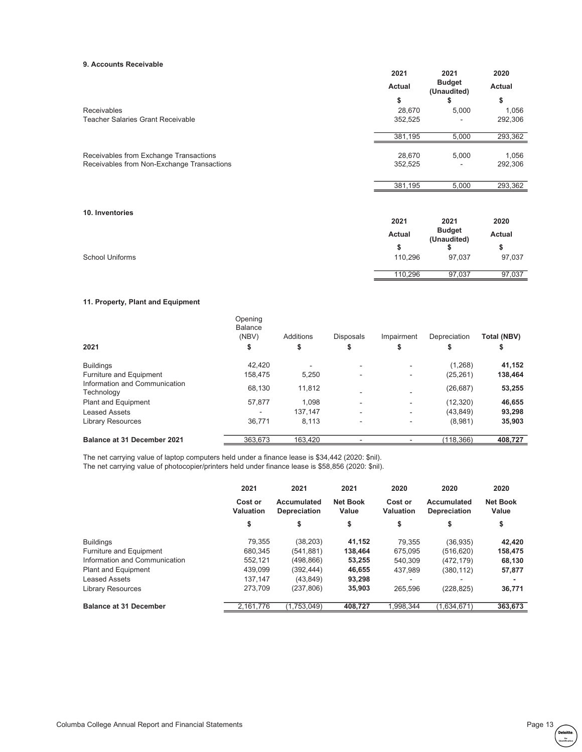### 9. Accounts Receivable

| | 2021 Actual | 2021 Budget (Unaudited) | 2020 Actual |
|---|---|---|---|
| | $ | $ | $ |
| Receivables | 28,670 | 5,000 | 1,056 |
| Teacher Salaries Grant Receivable | 352,525 | - | 292,306 |
| | 381,195 | 5,000 | 293,362 |
| Receivables from Exchange Transactions | 28,670 | 5,000 | 1,056 |
| Receivables from Non-Exchange Transactions | 352,525 | - | 292,306 |
| | 381,195 | 5,000 | 293,362 |

### 10. Inventories

| | 2021 Actual | 2021 Budget (Unaudited) | 2020 Actual |
|---|---|---|---|
| | $ | $ | $ |
| School Uniforms | 110,296 | 97,037 | 97,037 |
| | 110,296 | 97,037 | 97,037 |

### 11. Property, Plant and Equipment

| 2021 | Opening Balance (NBV) $ | Additions $ | Disposals $ | Impairment $ | Depreciation $ | Total (NBV) $ |
|---|---|---|---|---|---|---|
| Buildings | 42,420 | - | - | - | (1,268) | **41,152** |
| Furniture and Equipment | 158,475 | 5,250 | - | - | (25,261) | **138,464** |
| Information and Communication Technology | 68,130 | 11,812 | - | - | (26,687) | **53,255** |
| Plant and Equipment | 57,877 | 1,098 | - | - | (12,320) | **46,655** |
| Leased Assets | - | 137,147 | - | - | (43,849) | **93,298** |
| Library Resources | 36,771 | 8,113 | - | - | (8,981) | **35,903** |
| **Balance at 31 December 2021** | 363,673 | 163,420 | - | - | (118,366) | **408,727** |

The net carrying value of laptop computers held under a finance lease is $34,442 (2020: $nil).
The net carrying value of photocopier/printers held under finance lease is $58,856 (2020: $nil).

| | 2021 Cost or Valuation | 2021 Accumulated Depreciation | 2021 Net Book Value | 2020 Cost or Valuation | 2020 Accumulated Depreciation | 2020 Net Book Value |
|---|---|---|---|---|---|---|
| | $ | $ | $ | $ | $ | $ |
| Buildings | 79,355 | (38,203) | **41,152** | 79,355 | (36,935) | **42,420** |
| Furniture and Equipment | 680,345 | (541,881) | **138,464** | 675,095 | (516,620) | **158,475** |
| Information and Communication | 552,121 | (498,866) | **53,255** | 540,309 | (472,179) | **68,130** |
| Plant and Equipment | 439,099 | (392,444) | **46,655** | 437,989 | (380,112) | **57,877** |
| Leased Assets | 137,147 | (43,849) | **93,298** | - | - | **-** |
| Library Resources | 273,709 | (237,806) | **35,903** | 265,596 | (228,825) | **36,771** |
| **Balance at 31 December** | 2,161,776 | (1,753,049) | **408,727** | 1,998,344 | (1,634,671) | **363,673** |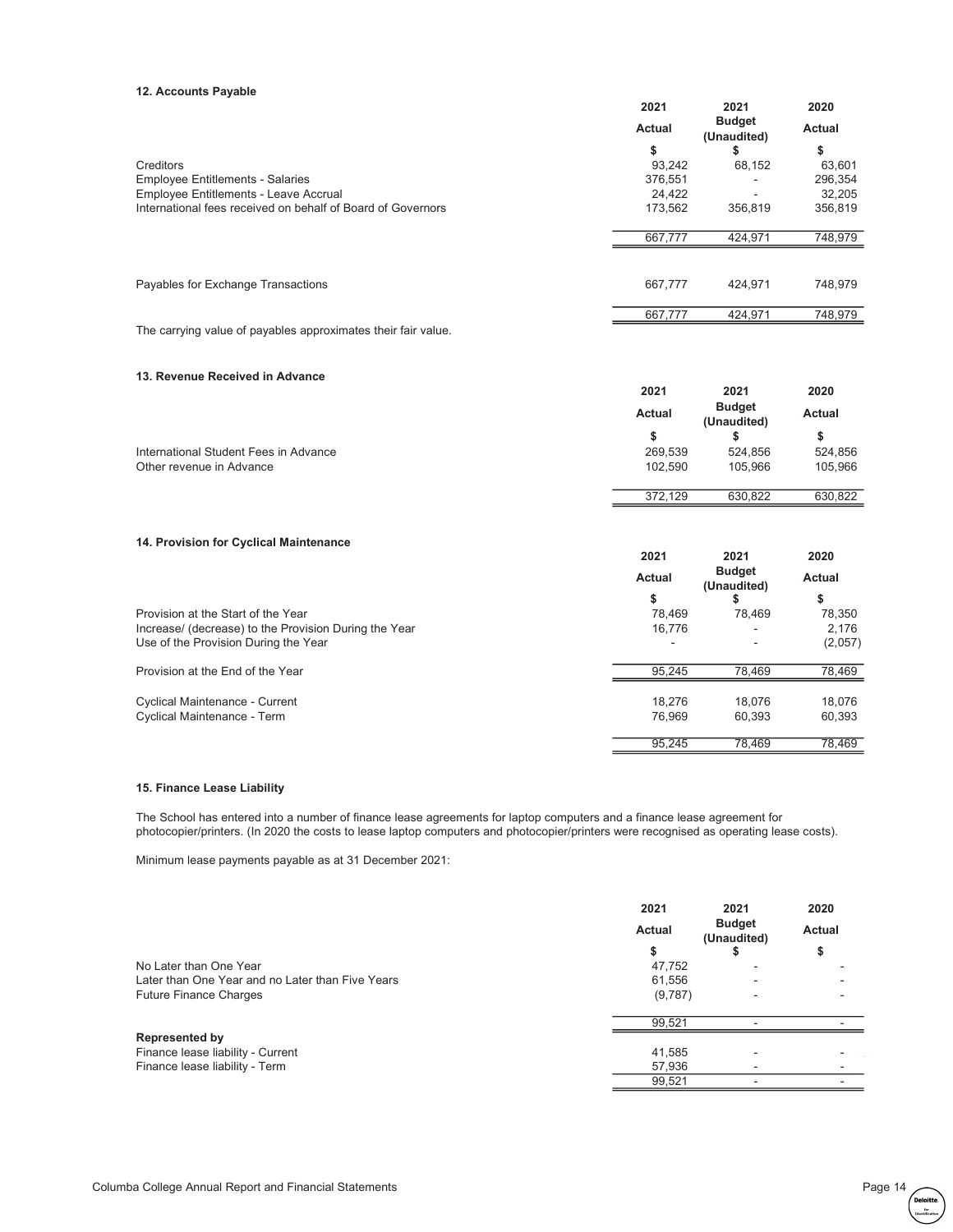### 12. Accounts Payable

| | 2021 Actual | 2021 Budget (Unaudited) | 2020 Actual |
|---|---|---|---|
| | $ | $ | $ |
| Creditors | 93,242 | 68,152 | 63,601 |
| Employee Entitlements - Salaries | 376,551 | - | 296,354 |
| Employee Entitlements - Leave Accrual | 24,422 | - | 32,205 |
| International fees received on behalf of Board of Governors | 173,562 | 356,819 | 356,819 |
| | 667,777 | 424,971 | 748,979 |
| Payables for Exchange Transactions | 667,777 | 424,971 | 748,979 |
| | 667,777 | 424,971 | 748,979 |

The carrying value of payables approximates their fair value.

### 13. Revenue Received in Advance

| | 2021 Actual | 2021 Budget (Unaudited) | 2020 Actual |
|---|---|---|---|
| | $ | $ | $ |
| International Student Fees in Advance | 269,539 | 524,856 | 524,856 |
| Other revenue in Advance | 102,590 | 105,966 | 105,966 |
| | 372,129 | 630,822 | 630,822 |

### 14. Provision for Cyclical Maintenance

| | 2021 Actual | 2021 Budget (Unaudited) | 2020 Actual |
|---|---|---|---|
| | $ | $ | $ |
| Provision at the Start of the Year | 78,469 | 78,469 | 78,350 |
| Increase/ (decrease) to the Provision During the Year | 16,776 | - | 2,176 |
| Use of the Provision During the Year | - | - | (2,057) |
| Provision at the End of the Year | 95,245 | 78,469 | 78,469 |
| Cyclical Maintenance - Current | 18,276 | 18,076 | 18,076 |
| Cyclical Maintenance - Term | 76,969 | 60,393 | 60,393 |
| | 95,245 | 78,469 | 78,469 |

### 15. Finance Lease Liability

The School has entered into a number of finance lease agreements for laptop computers and a finance lease agreement for photocopier/printers. (In 2020 the costs to lease laptop computers and photocopier/printers were recognised as operating lease costs).

Minimum lease payments payable as at 31 December 2021:

| | 2021 Actual | 2021 Budget (Unaudited) | 2020 Actual |
|---|---|---|---|
| | $ | $ | $ |
| No Later than One Year | 47,752 | - | - |
| Later than One Year and no Later than Five Years | 61,556 | - | - |
| Future Finance Charges | (9,787) | - | - |
| | 99,521 | - | - |
| **Represented by** | | | |
| Finance lease liability - Current | 41,585 | - | - |
| Finance lease liability - Term | 57,936 | - | - |
| | 99,521 | - | - |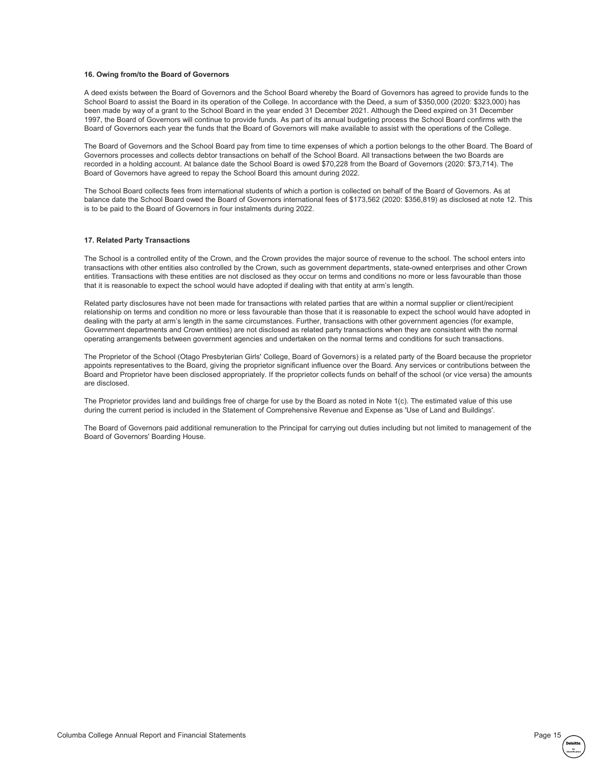### 16. Owing from/to the Board of Governors

A deed exists between the Board of Governors and the School Board whereby the Board of Governors has agreed to provide funds to the School Board to assist the Board in its operation of the College. In accordance with the Deed, a sum of $350,000 (2020: $323,000) has been made by way of a grant to the School Board in the year ended 31 December 2021. Although the Deed expired on 31 December 1997, the Board of Governors will continue to provide funds. As part of its annual budgeting process the School Board confirms with the Board of Governors each year the funds that the Board of Governors will make available to assist with the operations of the College.

The Board of Governors and the School Board pay from time to time expenses of which a portion belongs to the other Board. The Board of Governors processes and collects debtor transactions on behalf of the School Board. All transactions between the two Boards are recorded in a holding account. At balance date the School Board is owed $70,228 from the Board of Governors (2020: $73,714). The Board of Governors have agreed to repay the School Board this amount during 2022.

The School Board collects fees from international students of which a portion is collected on behalf of the Board of Governors. As at balance date the School Board owed the Board of Governors international fees of $173,562 (2020: $356,819) as disclosed at note 12. This is to be paid to the Board of Governors in four instalments during 2022.

### 17. Related Party Transactions

The School is a controlled entity of the Crown, and the Crown provides the major source of revenue to the school. The school enters into transactions with other entities also controlled by the Crown, such as government departments, state-owned enterprises and other Crown entities. Transactions with these entities are not disclosed as they occur on terms and conditions no more or less favourable than those that it is reasonable to expect the school would have adopted if dealing with that entity at arm's length.

Related party disclosures have not been made for transactions with related parties that are within a normal supplier or client/recipient relationship on terms and condition no more or less favourable than those that it is reasonable to expect the school would have adopted in dealing with the party at arm's length in the same circumstances. Further, transactions with other government agencies (for example, Government departments and Crown entities) are not disclosed as related party transactions when they are consistent with the normal operating arrangements between government agencies and undertaken on the normal terms and conditions for such transactions.

The Proprietor of the School (Otago Presbyterian Girls' College, Board of Governors) is a related party of the Board because the proprietor appoints representatives to the Board, giving the proprietor significant influence over the Board. Any services or contributions between the Board and Proprietor have been disclosed appropriately. If the proprietor collects funds on behalf of the school (or vice versa) the amounts are disclosed.

The Proprietor provides land and buildings free of charge for use by the Board as noted in Note 1(c). The estimated value of this use during the current period is included in the Statement of Comprehensive Revenue and Expense as 'Use of Land and Buildings'.

The Board of Governors paid additional remuneration to the Principal for carrying out duties including but not limited to management of the Board of Governors' Boarding House.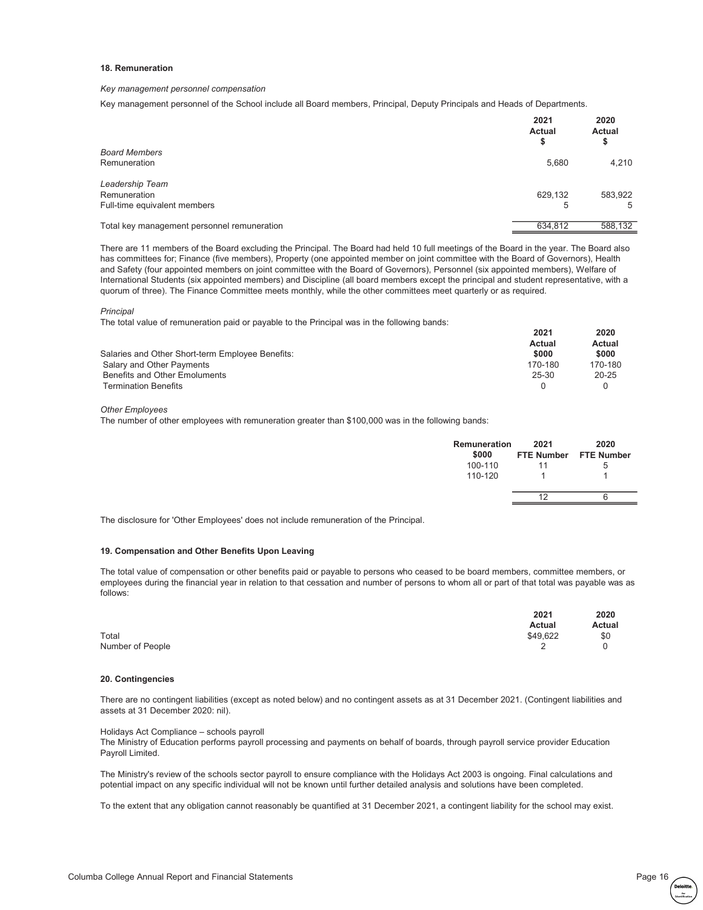### 18. Remuneration

*Key management personnel compensation*

Key management personnel of the School include all Board members, Principal, Deputy Principals and Heads of Departments.

| | 2021 Actual $ | 2020 Actual $ |
|---|---|---|
| *Board Members* | | |
| Remuneration | 5,680 | 4,210 |
| *Leadership Team* | | |
| Remuneration | 629,132 | 583,922 |
| Full-time equivalent members | 5 | 5 |
| Total key management personnel remuneration | 634,812 | 588,132 |

There are 11 members of the Board excluding the Principal. The Board had held 10 full meetings of the Board in the year. The Board also has committees for; Finance (five members), Property (one appointed member on joint committee with the Board of Governors), Health and Safety (four appointed members on joint committee with the Board of Governors), Personnel (six appointed members), Welfare of International Students (six appointed members) and Discipline (all board members except the principal and student representative, with a quorum of three). The Finance Committee meets monthly, while the other committees meet quarterly or as required.

*Principal*

The total value of remuneration paid or payable to the Principal was in the following bands:

| | 2021 Actual $000 | 2020 Actual $000 |
|---|---|---|
| Salaries and Other Short-term Employee Benefits: | | |
| Salary and Other Payments | 170-180 | 170-180 |
| Benefits and Other Emoluments | 25-30 | 20-25 |
| Termination Benefits | 0 | 0 |

*Other Employees*

The number of other employees with remuneration greater than $100,000 was in the following bands:

| Remuneration $000 | 2021 FTE Number | 2020 FTE Number |
|---|---|---|
| 100-110 | 11 | 5 |
| 110-120 | 1 | 1 |
| | 12 | 6 |

The disclosure for 'Other Employees' does not include remuneration of the Principal.

### 19. Compensation and Other Benefits Upon Leaving

The total value of compensation or other benefits paid or payable to persons who ceased to be board members, committee members, or employees during the financial year in relation to that cessation and number of persons to whom all or part of that total was payable was as follows:

| | 2021 Actual | 2020 Actual |
|---|---|---|
| Total | $49,622 | $0 |
| Number of People | 2 | 0 |

### 20. Contingencies

There are no contingent liabilities (except as noted below) and no contingent assets as at 31 December 2021. (Contingent liabilities and assets at 31 December 2020: nil).

Holidays Act Compliance – schools payroll

The Ministry of Education performs payroll processing and payments on behalf of boards, through payroll service provider Education Payroll Limited.

The Ministry's review of the schools sector payroll to ensure compliance with the Holidays Act 2003 is ongoing. Final calculations and potential impact on any specific individual will not be known until further detailed analysis and solutions have been completed.

To the extent that any obligation cannot reasonably be quantified at 31 December 2021, a contingent liability for the school may exist.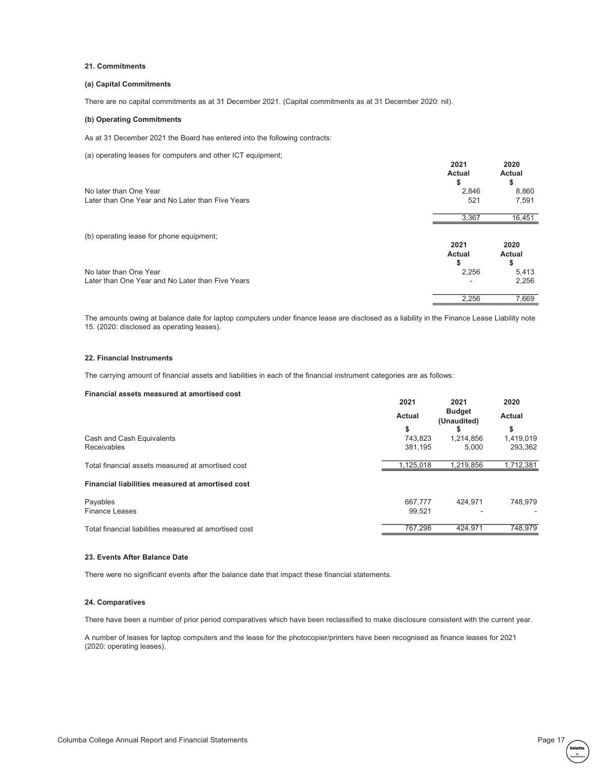### 21. Commitments

#### (a) Capital Commitments

There are no capital commitments as at 31 December 2021. (Capital commitments as at 31 December 2020: nil).

#### (b) Operating Commitments

As at 31 December 2021 the Board has entered into the following contracts:

(a) operating leases for computers and other ICT equipment;

| | 2021 Actual | 2020 Actual |
|---|---|---|
| | $ | $ |
| No later than One Year | 2,846 | 8,860 |
| Later than One Year and No Later than Five Years | 521 | 7,591 |
| | 3,367 | 16,451 |

(b) operating lease for phone equipment;

| | 2021 Actual | 2020 Actual |
|---|---|---|
| | $ | $ |
| No later than One Year | 2,256 | 5,413 |
| Later than One Year and No Later than Five Years | - | 2,256 |
| | 2,256 | 7,669 |

The amounts owing at balance date for laptop computers under finance lease are disclosed as a liability in the Finance Lease Liability note 15. (2020: disclosed as operating leases).

### 22. Financial Instruments

The carrying amount of financial assets and liabilities in each of the financial instrument categories are as follows:

| Financial assets measured at amortised cost | 2021 Actual | 2021 Budget (Unaudited) | 2020 Actual |
|---|---|---|---|
| | $ | $ | $ |
| Cash and Cash Equivalents | 743,823 | 1,214,856 | 1,419,019 |
| Receivables | 381,195 | 5,000 | 293,362 |
| Total financial assets measured at amortised cost | 1,125,018 | 1,219,856 | 1,712,381 |
| **Financial liabilities measured at amortised cost** | | | |
| Payables | 667,777 | 424,971 | 748,979 |
| Finance Leases | 99,521 | - | - |
| Total financial liabilities measured at amortised cost | 767,298 | 424,971 | 748,979 |

### 23. Events After Balance Date

There were no significant events after the balance date that impact these financial statements.

### 24. Comparatives

There have been a number of prior period comparatives which have been reclassified to make disclosure consistent with the current year.

A number of leases for laptop computers and the lease for the photocopier/printers have been recognised as finance leases for 2021 (2020: operating leases).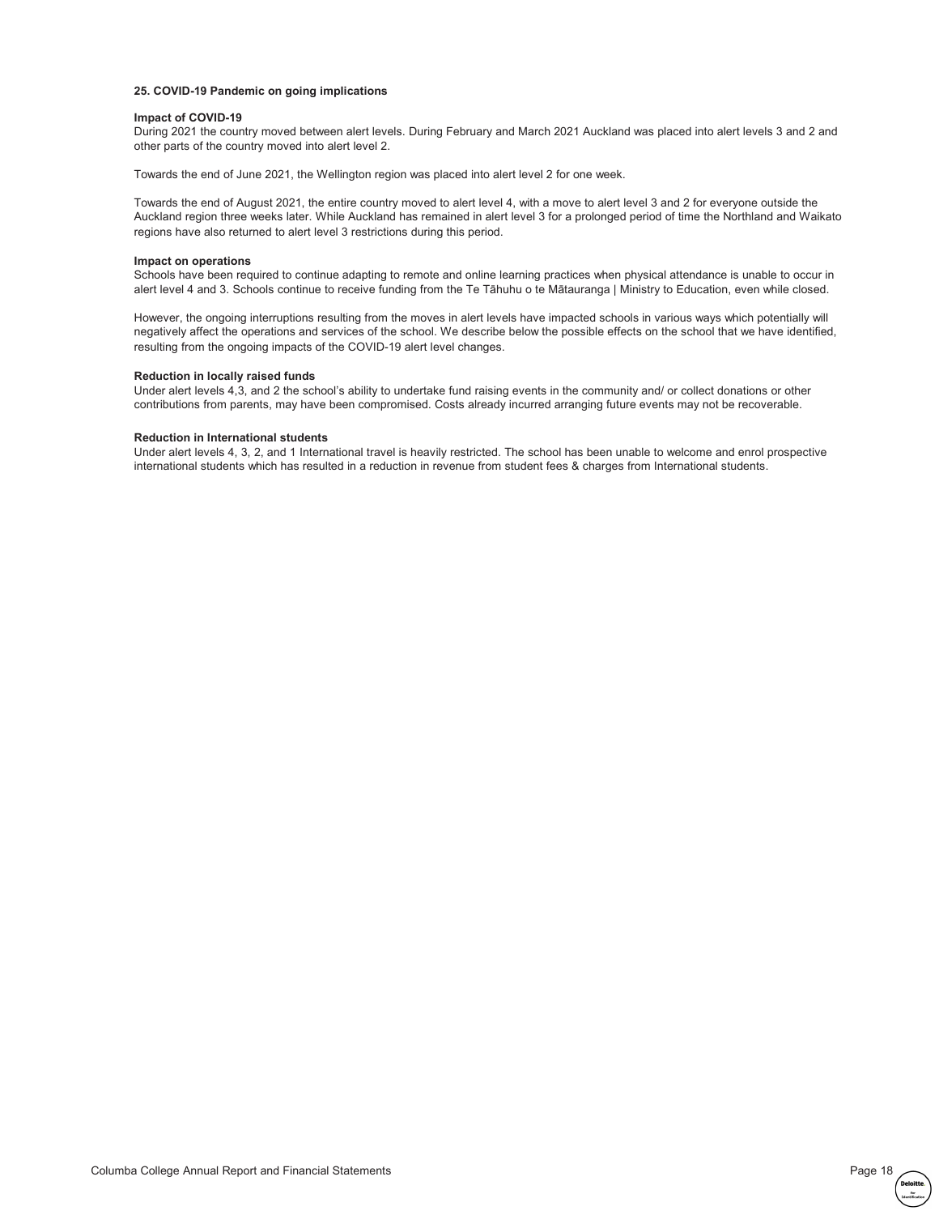## 25. COVID-19 Pandemic on going implications

**Impact of COVID-19**

During 2021 the country moved between alert levels. During February and March 2021 Auckland was placed into alert levels 3 and 2 and other parts of the country moved into alert level 2.

Towards the end of June 2021, the Wellington region was placed into alert level 2 for one week.

Towards the end of August 2021, the entire country moved to alert level 4, with a move to alert level 3 and 2 for everyone outside the Auckland region three weeks later. While Auckland has remained in alert level 3 for a prolonged period of time the Northland and Waikato regions have also returned to alert level 3 restrictions during this period.

**Impact on operations**

Schools have been required to continue adapting to remote and online learning practices when physical attendance is unable to occur in alert level 4 and 3. Schools continue to receive funding from the Te Tāhuhu o te Mātauranga | Ministry to Education, even while closed.

However, the ongoing interruptions resulting from the moves in alert levels have impacted schools in various ways which potentially will negatively affect the operations and services of the school. We describe below the possible effects on the school that we have identified, resulting from the ongoing impacts of the COVID-19 alert level changes.

**Reduction in locally raised funds**

Under alert levels 4,3, and 2 the school's ability to undertake fund raising events in the community and/ or collect donations or other contributions from parents, may have been compromised. Costs already incurred arranging future events may not be recoverable.

**Reduction in International students**

Under alert levels 4, 3, 2, and 1 International travel is heavily restricted. The school has been unable to welcome and enrol prospective international students which has resulted in a reduction in revenue from student fees & charges from International students.